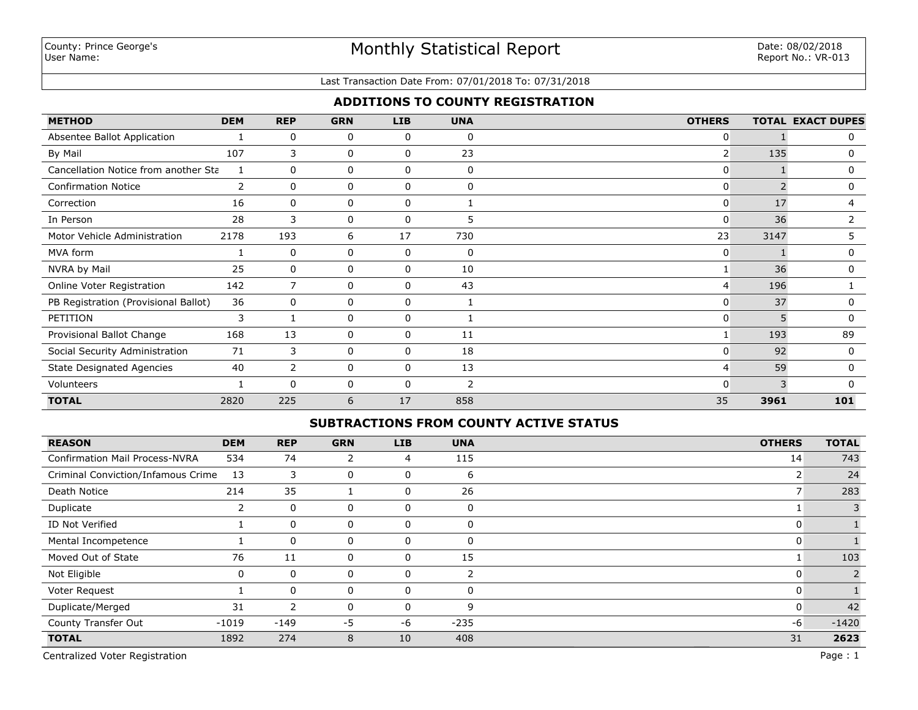County: Prince George's
User Name:

# Monthly Statistical Report

Date: 08/02/2018
Report No.: VR-013

Last Transaction Date From: 07/01/2018 To: 07/31/2018

## ADDITIONS TO COUNTY REGISTRATION

| METHOD | DEM | REP | GRN | LIB | UNA | OTHERS | TOTAL | EXACT DUPES |
|---|---|---|---|---|---|---|---|---|
| Absentee Ballot Application | 1 | 0 | 0 | 0 | 0 | 0 | 1 | 0 |
| By Mail | 107 | 3 | 0 | 0 | 23 | 2 | 135 | 0 |
| Cancellation Notice from another Sta | 1 | 0 | 0 | 0 | 0 | 0 | 1 | 0 |
| Confirmation Notice | 2 | 0 | 0 | 0 | 0 | 0 | 2 | 0 |
| Correction | 16 | 0 | 0 | 0 | 1 | 0 | 17 | 4 |
| In Person | 28 | 3 | 0 | 0 | 5 | 0 | 36 | 2 |
| Motor Vehicle Administration | 2178 | 193 | 6 | 17 | 730 | 23 | 3147 | 5 |
| MVA form | 1 | 0 | 0 | 0 | 0 | 0 | 1 | 0 |
| NVRA by Mail | 25 | 0 | 0 | 0 | 10 | 1 | 36 | 0 |
| Online Voter Registration | 142 | 7 | 0 | 0 | 43 | 4 | 196 | 1 |
| PB Registration (Provisional Ballot) | 36 | 0 | 0 | 0 | 1 | 0 | 37 | 0 |
| PETITION | 3 | 1 | 0 | 0 | 1 | 0 | 5 | 0 |
| Provisional Ballot Change | 168 | 13 | 0 | 0 | 11 | 1 | 193 | 89 |
| Social Security Administration | 71 | 3 | 0 | 0 | 18 | 0 | 92 | 0 |
| State Designated Agencies | 40 | 2 | 0 | 0 | 13 | 4 | 59 | 0 |
| Volunteers | 1 | 0 | 0 | 0 | 2 | 0 | 3 | 0 |
| **TOTAL** | 2820 | 225 | 6 | 17 | 858 | 35 | **3961** | **101** |

## SUBTRACTIONS FROM COUNTY ACTIVE STATUS

| REASON | DEM | REP | GRN | LIB | UNA | OTHERS | TOTAL |
|---|---|---|---|---|---|---|---|
| Confirmation Mail Process-NVRA | 534 | 74 | 2 | 4 | 115 | 14 | 743 |
| Criminal Conviction/Infamous Crime | 13 | 3 | 0 | 0 | 6 | 2 | 24 |
| Death Notice | 214 | 35 | 1 | 0 | 26 | 7 | 283 |
| Duplicate | 2 | 0 | 0 | 0 | 0 | 1 | 3 |
| ID Not Verified | 1 | 0 | 0 | 0 | 0 | 0 | 1 |
| Mental Incompetence | 1 | 0 | 0 | 0 | 0 | 0 | 1 |
| Moved Out of State | 76 | 11 | 0 | 0 | 15 | 1 | 103 |
| Not Eligible | 0 | 0 | 0 | 0 | 2 | 0 | 2 |
| Voter Request | 1 | 0 | 0 | 0 | 0 | 0 | 1 |
| Duplicate/Merged | 31 | 2 | 0 | 0 | 9 | 0 | 42 |
| County Transfer Out | -1019 | -149 | -5 | -6 | -235 | -6 | -1420 |
| **TOTAL** | 1892 | 274 | 8 | 10 | 408 | 31 | **2623** |

Centralized Voter Registration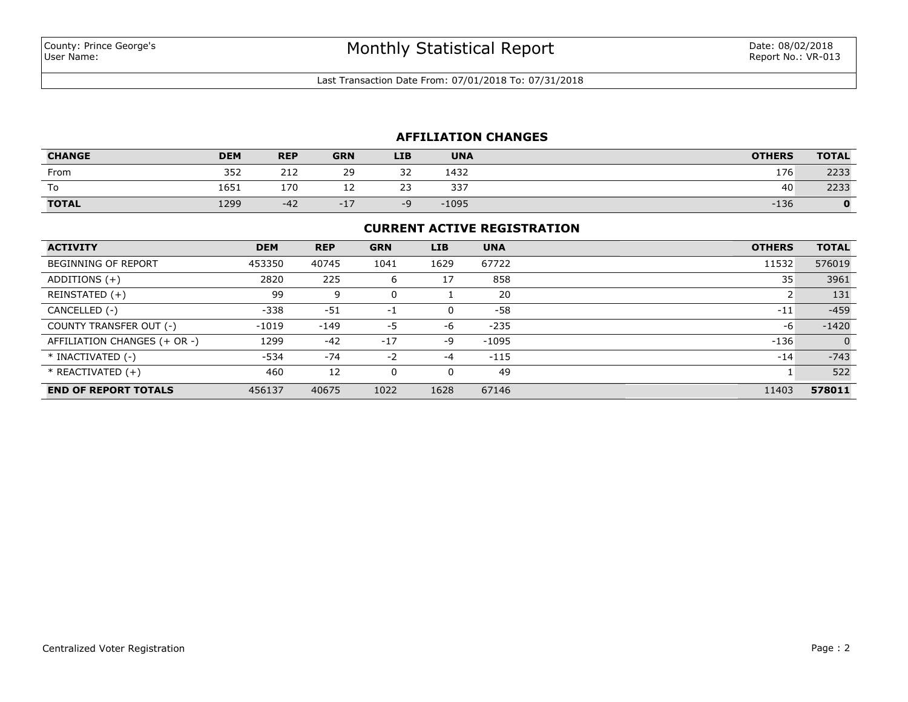County: Prince George's
User Name:

# Monthly Statistical Report

Date: 08/02/2018
Report No.: VR-013

Last Transaction Date From: 07/01/2018 To: 07/31/2018

## AFFILIATION CHANGES

| CHANGE | DEM | REP | GRN | LIB | UNA | OTHERS | TOTAL |
|---|---|---|---|---|---|---|---|
| From | 352 | 212 | 29 | 32 | 1432 | 176 | 2233 |
| To | 1651 | 170 | 12 | 23 | 337 | 40 | 2233 |
| **TOTAL** | 1299 | -42 | -17 | -9 | -1095 | -136 | **0** |

## CURRENT ACTIVE REGISTRATION

| ACTIVITY | DEM | REP | GRN | LIB | UNA | OTHERS | TOTAL |
|---|---|---|---|---|---|---|---|
| BEGINNING OF REPORT | 453350 | 40745 | 1041 | 1629 | 67722 | 11532 | 576019 |
| ADDITIONS (+) | 2820 | 225 | 6 | 17 | 858 | 35 | 3961 |
| REINSTATED (+) | 99 | 9 | 0 | 1 | 20 | 2 | 131 |
| CANCELLED (-) | -338 | -51 | -1 | 0 | -58 | -11 | -459 |
| COUNTY TRANSFER OUT (-) | -1019 | -149 | -5 | -6 | -235 | -6 | -1420 |
| AFFILIATION CHANGES (+ OR -) | 1299 | -42 | -17 | -9 | -1095 | -136 | 0 |
| * INACTIVATED (-) | -534 | -74 | -2 | -4 | -115 | -14 | -743 |
| * REACTIVATED (+) | 460 | 12 | 0 | 0 | 49 | 1 | 522 |
| **END OF REPORT TOTALS** | 456137 | 40675 | 1022 | 1628 | 67146 | 11403 | **578011** |

Centralized Voter Registration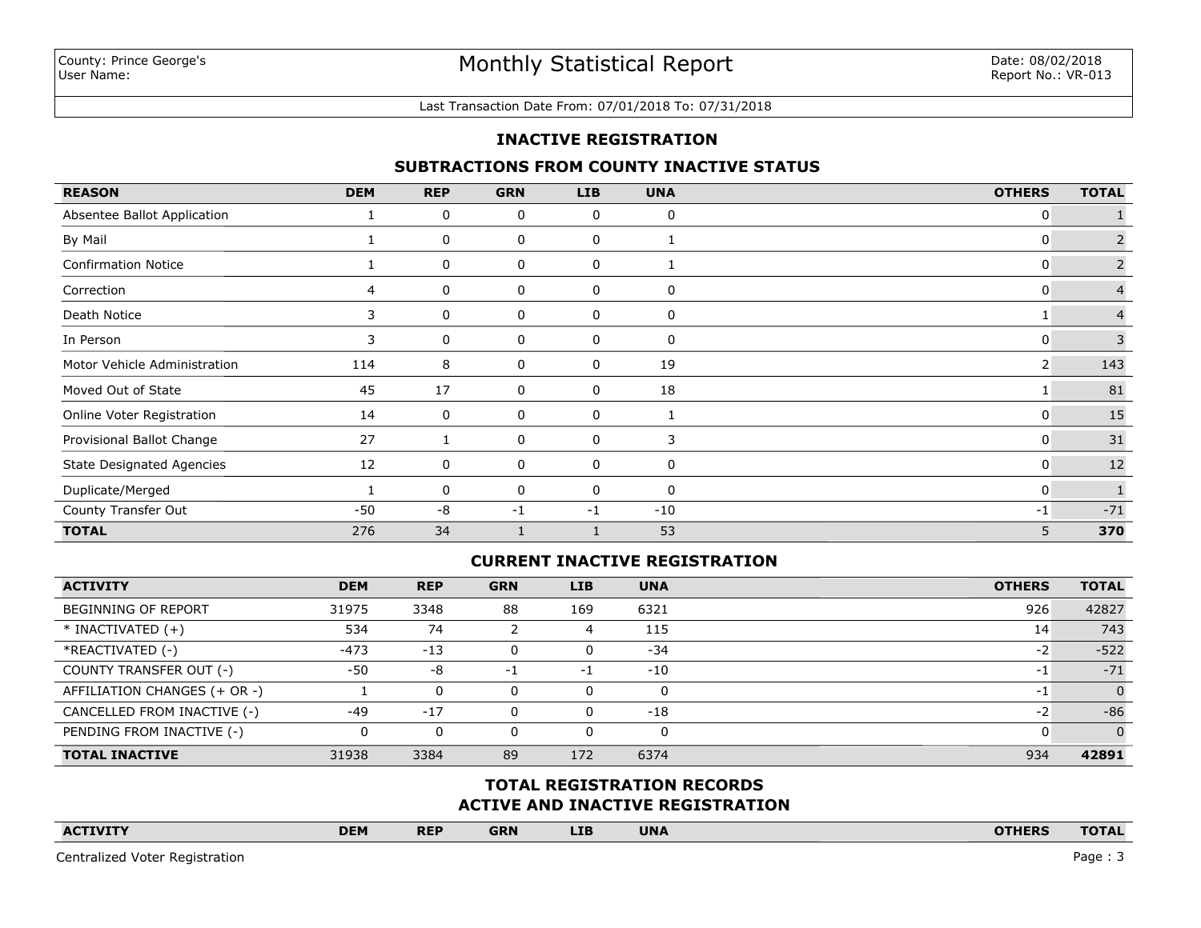County: Prince George's
User Name:

# Monthly Statistical Report

Date: 08/02/2018
Report No.: VR-013

Last Transaction Date From: 07/01/2018 To: 07/31/2018

## INACTIVE REGISTRATION

### SUBTRACTIONS FROM COUNTY INACTIVE STATUS

| REASON | DEM | REP | GRN | LIB | UNA | OTHERS | TOTAL |
|---|---|---|---|---|---|---|---|
| Absentee Ballot Application | 1 | 0 | 0 | 0 | 0 | 0 | 1 |
| By Mail | 1 | 0 | 0 | 0 | 1 | 0 | 2 |
| Confirmation Notice | 1 | 0 | 0 | 0 | 1 | 0 | 2 |
| Correction | 4 | 0 | 0 | 0 | 0 | 0 | 4 |
| Death Notice | 3 | 0 | 0 | 0 | 0 | 1 | 4 |
| In Person | 3 | 0 | 0 | 0 | 0 | 0 | 3 |
| Motor Vehicle Administration | 114 | 8 | 0 | 0 | 19 | 2 | 143 |
| Moved Out of State | 45 | 17 | 0 | 0 | 18 | 1 | 81 |
| Online Voter Registration | 14 | 0 | 0 | 0 | 1 | 0 | 15 |
| Provisional Ballot Change | 27 | 1 | 0 | 0 | 3 | 0 | 31 |
| State Designated Agencies | 12 | 0 | 0 | 0 | 0 | 0 | 12 |
| Duplicate/Merged | 1 | 0 | 0 | 0 | 0 | 0 | 1 |
| County Transfer Out | -50 | -8 | -1 | -1 | -10 | -1 | -71 |
| **TOTAL** | 276 | 34 | 1 | 1 | 53 | 5 | **370** |

### CURRENT INACTIVE REGISTRATION

| ACTIVITY | DEM | REP | GRN | LIB | UNA | OTHERS | TOTAL |
|---|---|---|---|---|---|---|---|
| BEGINNING OF REPORT | 31975 | 3348 | 88 | 169 | 6321 | 926 | 42827 |
| * INACTIVATED (+) | 534 | 74 | 2 | 4 | 115 | 14 | 743 |
| *REACTIVATED (-) | -473 | -13 | 0 | 0 | -34 | -2 | -522 |
| COUNTY TRANSFER OUT (-) | -50 | -8 | -1 | -1 | -10 | -1 | -71 |
| AFFILIATION CHANGES (+ OR -) | 1 | 0 | 0 | 0 | 0 | -1 | 0 |
| CANCELLED FROM INACTIVE (-) | -49 | -17 | 0 | 0 | -18 | -2 | -86 |
| PENDING FROM INACTIVE (-) | 0 | 0 | 0 | 0 | 0 | 0 | 0 |
| **TOTAL INACTIVE** | 31938 | 3384 | 89 | 172 | 6374 | 934 | **42891** |

### TOTAL REGISTRATION RECORDS
### ACTIVE AND INACTIVE REGISTRATION

| ACTIVITY | DEM | REP | GRN | LIB | UNA | OTHERS | TOTAL |
|---|---|---|---|---|---|---|---|

Centralized Voter Registration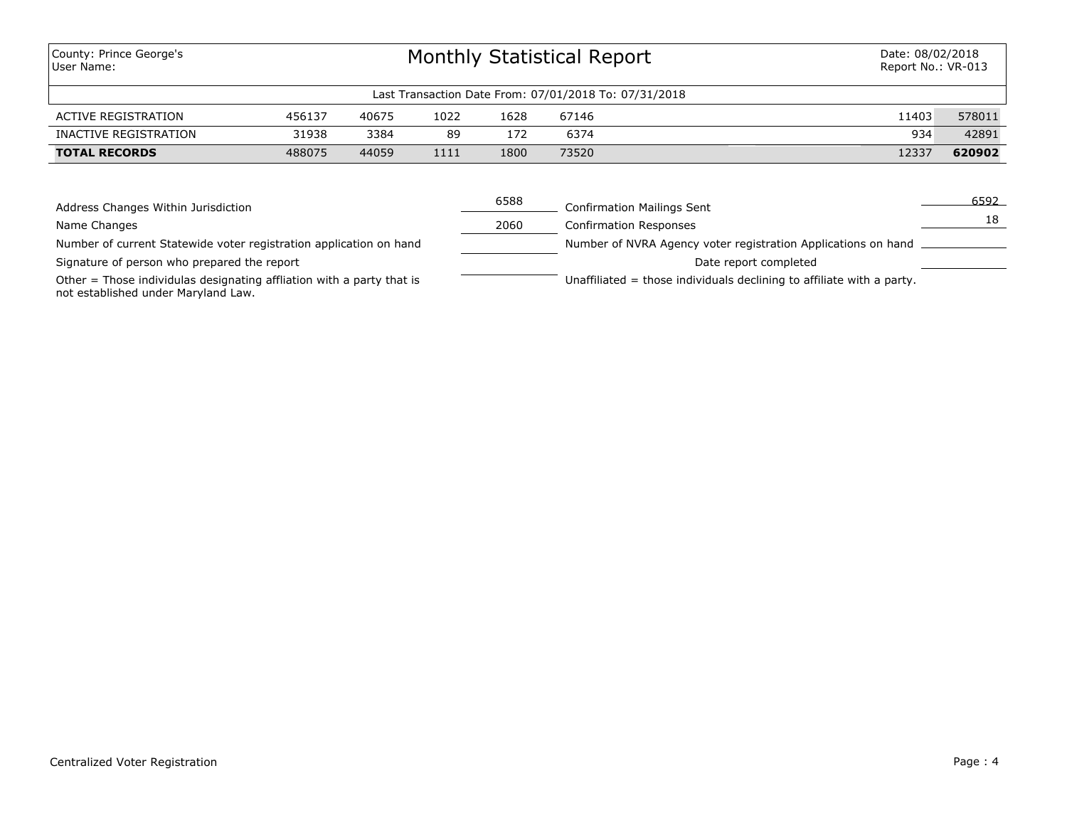County: Prince George's
User Name:

# Monthly Statistical Report

Date: 08/02/2018
Report No.: VR-013

Last Transaction Date From: 07/01/2018 To: 07/31/2018

| | | | | | | | |
|---|---|---|---|---|---|---|---|
| ACTIVE REGISTRATION | 456137 | 40675 | 1022 | 1628 | 67146 | 11403 | 578011 |
| INACTIVE REGISTRATION | 31938 | 3384 | 89 | 172 | 6374 | 934 | 42891 |
| **TOTAL RECORDS** | 488075 | 44059 | 1111 | 1800 | 73520 | 12337 | **620902** |

| | | | |
|---|---|---|---|
| Address Changes Within Jurisdiction | 6588 | Confirmation Mailings Sent | 6592 |
| Name Changes | 2060 | Confirmation Responses | 18 |
| Number of current Statewide voter registration application on hand | | Number of NVRA Agency voter registration Applications on hand | |
| Signature of person who prepared the report | | Date report completed | |

Other = Those individulas designating affliation with a party that is not established under Maryland Law.

Unaffiliated = those individuals declining to affiliate with a party.

Centralized Voter Registration